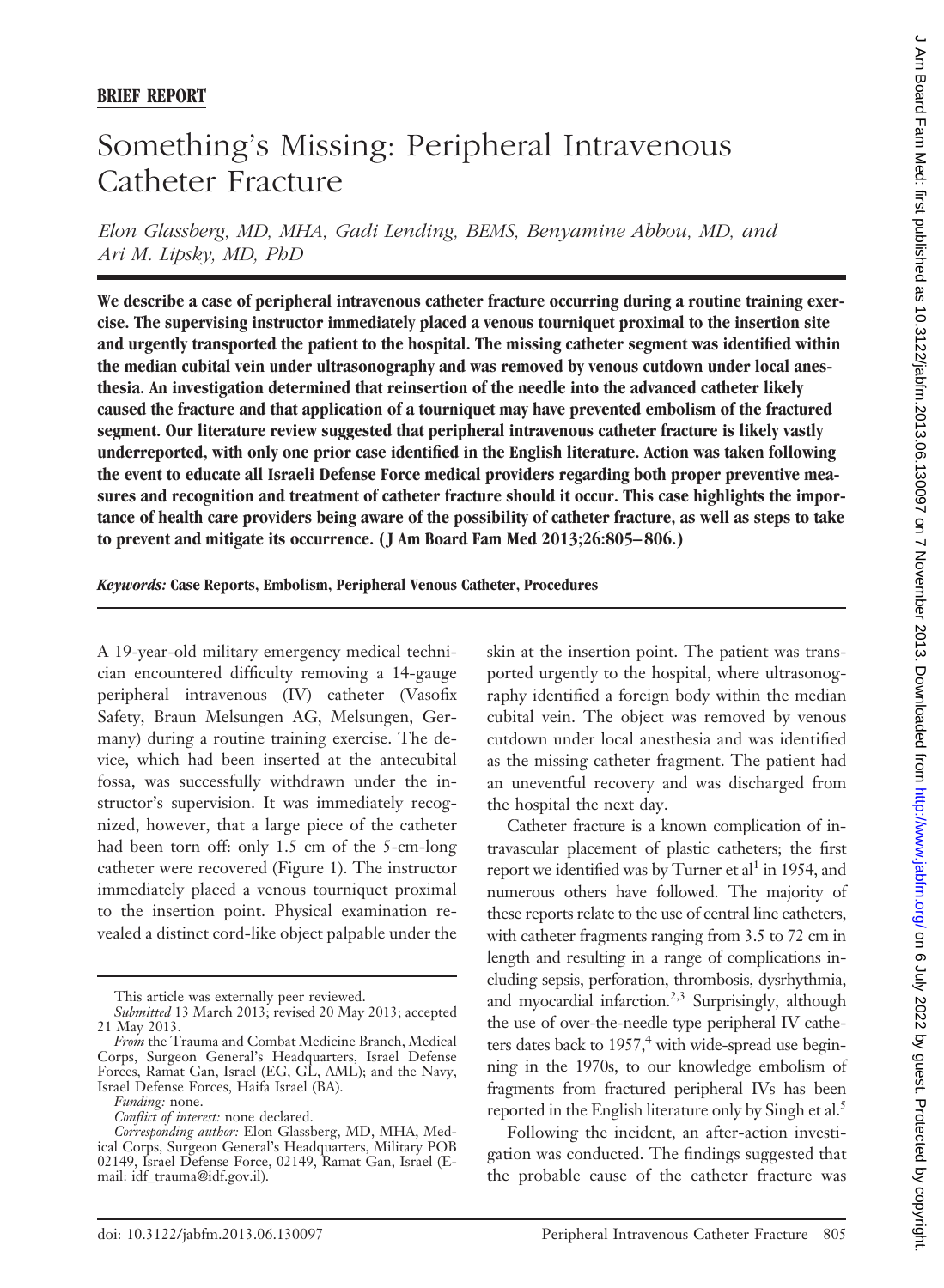**BRIEF REPORT**

# Something's Missing: Peripheral Intravenous Catheter Fracture

*Elon Glassberg, MD, MHA, Gadi Lending, BEMS, Benyamine Abbou, MD, and Ari M. Lipsky, MD, PhD*

**We describe a case of peripheral intravenous catheter fracture occurring during a routine training exercise. The supervising instructor immediately placed a venous tourniquet proximal to the insertion site and urgently transported the patient to the hospital. The missing catheter segment was identified within the median cubital vein under ultrasonography and was removed by venous cutdown under local anesthesia. An investigation determined that reinsertion of the needle into the advanced catheter likely caused the fracture and that application of a tourniquet may have prevented embolism of the fractured segment. Our literature review suggested that peripheral intravenous catheter fracture is likely vastly underreported, with only one prior case identified in the English literature. Action was taken following the event to educate all Israeli Defense Force medical providers regarding both proper preventive measures and recognition and treatment of catheter fracture should it occur. This case highlights the importance of health care providers being aware of the possibility of catheter fracture, as well as steps to take to prevent and mitigate its occurrence. (J Am Board Fam Med 2013;26:805–806.)**

***Keywords:*** **Case Reports, Embolism, Peripheral Venous Catheter, Procedures**

A 19-year-old military emergency medical technician encountered difficulty removing a 14-gauge peripheral intravenous (IV) catheter (Vasofix Safety, Braun Melsungen AG, Melsungen, Germany) during a routine training exercise. The device, which had been inserted at the antecubital fossa, was successfully withdrawn under the instructor's supervision. It was immediately recognized, however, that a large piece of the catheter had been torn off: only 1.5 cm of the 5-cm-long catheter were recovered (Figure 1). The instructor immediately placed a venous tourniquet proximal to the insertion point. Physical examination revealed a distinct cord-like object palpable under the skin at the insertion point. The patient was transported urgently to the hospital, where ultrasonography identified a foreign body within the median cubital vein. The object was removed by venous cutdown under local anesthesia and was identified as the missing catheter fragment. The patient had an uneventful recovery and was discharged from the hospital the next day.

Catheter fracture is a known complication of intravascular placement of plastic catheters; the first report we identified was by Turner et al[1] in 1954, and numerous others have followed. The majority of these reports relate to the use of central line catheters, with catheter fragments ranging from 3.5 to 72 cm in length and resulting in a range of complications including sepsis, perforation, thrombosis, dysrhythmia, and myocardial infarction.[2,3] Surprisingly, although the use of over-the-needle type peripheral IV catheters dates back to 1957,[4] with wide-spread use beginning in the 1970s, to our knowledge embolism of fragments from fractured peripheral IVs has been reported in the English literature only by Singh et al.[5]

Following the incident, an after-action investigation was conducted. The findings suggested that the probable cause of the catheter fracture was

This article was externally peer reviewed.

*Submitted* 13 March 2013; revised 20 May 2013; accepted 21 May 2013.

*From* the Trauma and Combat Medicine Branch, Medical Corps, Surgeon General's Headquarters, Israel Defense Forces, Ramat Gan, Israel (EG, GL, AML); and the Navy, Israel Defense Forces, Haifa Israel (BA).

*Funding:* none.

*Conflict of interest:* none declared.

*Corresponding author:* Elon Glassberg, MD, MHA, Medical Corps, Surgeon General's Headquarters, Military POB 02149, Israel Defense Force, 02149, Ramat Gan, Israel (E-mail: idf_trauma@idf.gov.il).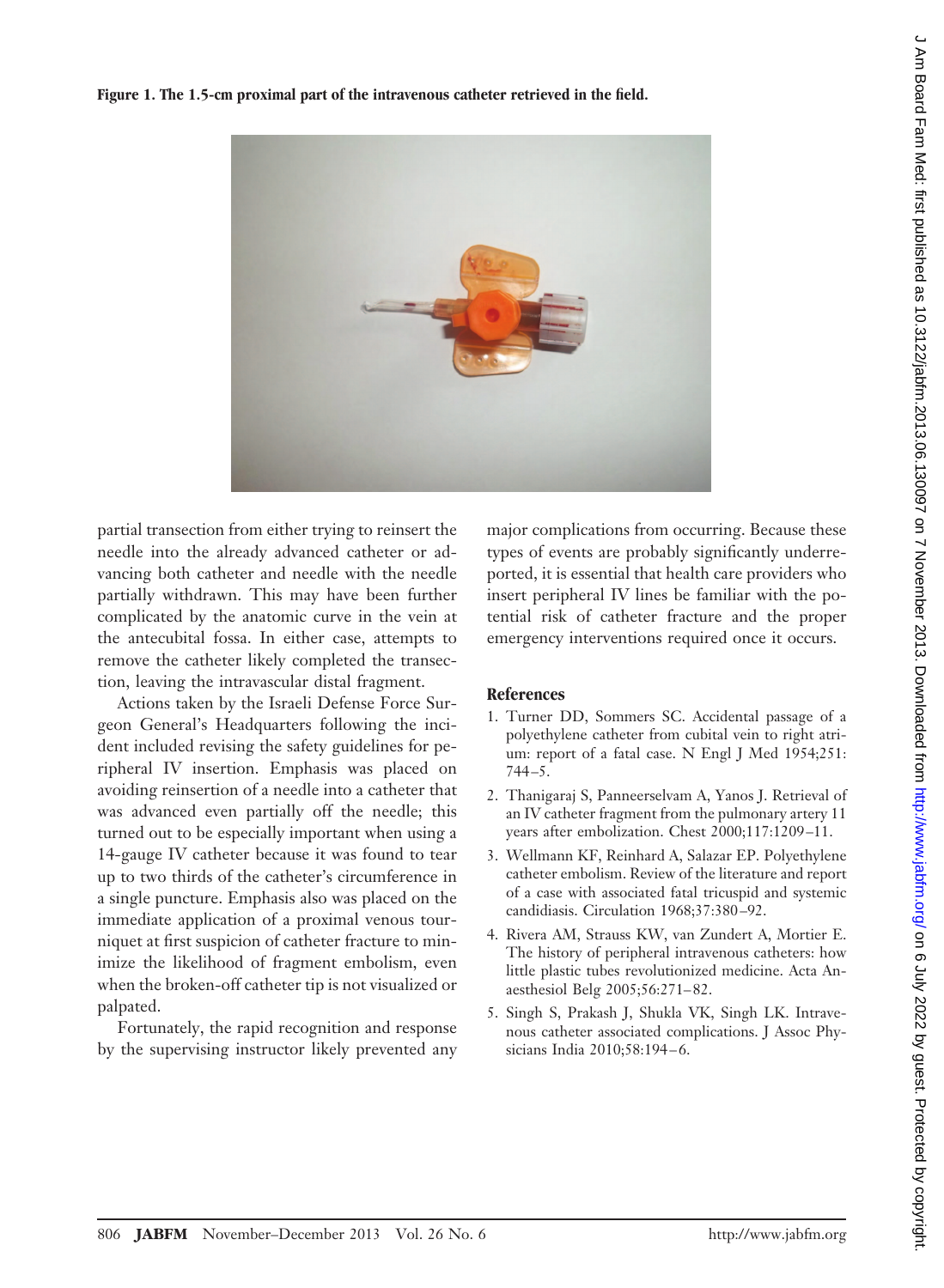**Figure 1. The 1.5-cm proximal part of the intravenous catheter retrieved in the field.**

partial transection from either trying to reinsert the needle into the already advanced catheter or advancing both catheter and needle with the needle partially withdrawn. This may have been further complicated by the anatomic curve in the vein at the antecubital fossa. In either case, attempts to remove the catheter likely completed the transection, leaving the intravascular distal fragment.

Actions taken by the Israeli Defense Force Surgeon General's Headquarters following the incident included revising the safety guidelines for peripheral IV insertion. Emphasis was placed on avoiding reinsertion of a needle into a catheter that was advanced even partially off the needle; this turned out to be especially important when using a 14-gauge IV catheter because it was found to tear up to two thirds of the catheter's circumference in a single puncture. Emphasis also was placed on the immediate application of a proximal venous tourniquet at first suspicion of catheter fracture to minimize the likelihood of fragment embolism, even when the broken-off catheter tip is not visualized or palpated.

Fortunately, the rapid recognition and response by the supervising instructor likely prevented any major complications from occurring. Because these types of events are probably significantly underreported, it is essential that health care providers who insert peripheral IV lines be familiar with the potential risk of catheter fracture and the proper emergency interventions required once it occurs.

## References

1. Turner DD, Sommers SC. Accidental passage of a polyethylene catheter from cubital vein to right atrium: report of a fatal case. N Engl J Med 1954;251: 744–5.
2. Thanigaraj S, Panneerselvam A, Yanos J. Retrieval of an IV catheter fragment from the pulmonary artery 11 years after embolization. Chest 2000;117:1209–11.
3. Wellmann KF, Reinhard A, Salazar EP. Polyethylene catheter embolism. Review of the literature and report of a case with associated fatal tricuspid and systemic candidiasis. Circulation 1968;37:380–92.
4. Rivera AM, Strauss KW, van Zundert A, Mortier E. The history of peripheral intravenous catheters: how little plastic tubes revolutionized medicine. Acta Anaesthesiol Belg 2005;56:271–82.
5. Singh S, Prakash J, Shukla VK, Singh LK. Intravenous catheter associated complications. J Assoc Physicians India 2010;58:194–6.